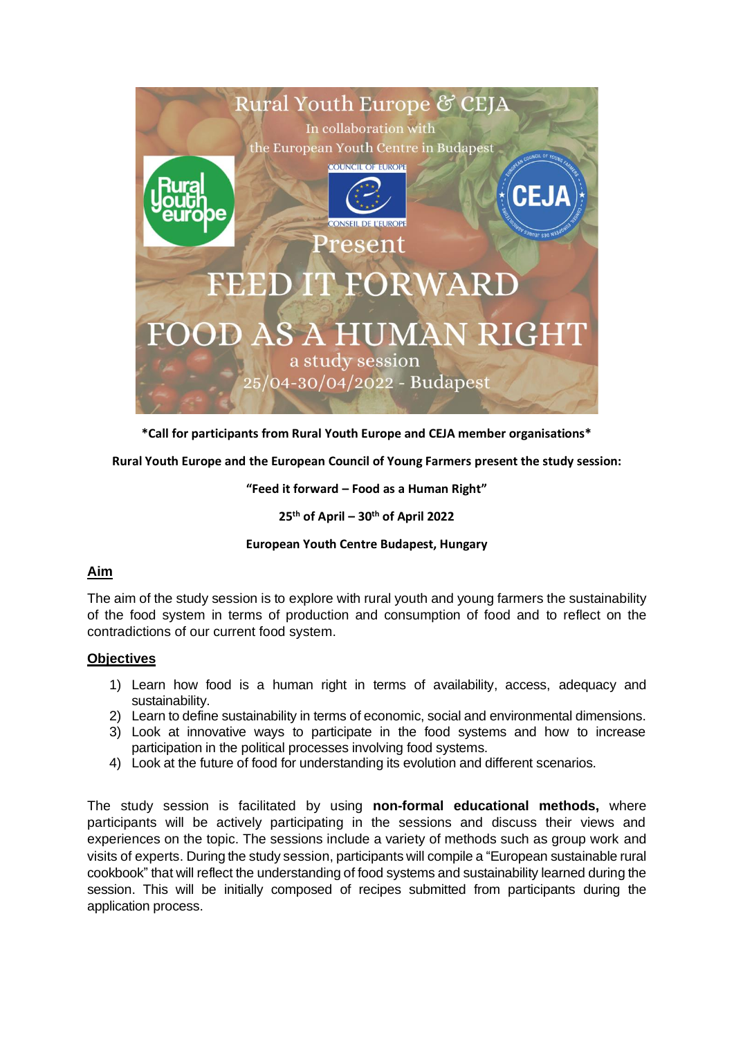Rural Youth Europe & CEJA

In collaboration with the European Youth Centre in Budapest

Present

# FEED IT FORWARD

# FOOD AS A HUMAN RIGHT

a study session

25/04-30/04/2022 - Budapest

**\*Call for participants from Rural Youth Europe and CEJA member organisations\***

**Rural Youth Europe and the European Council of Young Farmers present the study session:**

**"Feed it forward – Food as a Human Right"**

**25th of April – 30th of April 2022**

**European Youth Centre Budapest, Hungary**

## Aim

The aim of the study session is to explore with rural youth and young farmers the sustainability of the food system in terms of production and consumption of food and to reflect on the contradictions of our current food system.

## Objectives

1) Learn how food is a human right in terms of availability, access, adequacy and sustainability.
2) Learn to define sustainability in terms of economic, social and environmental dimensions.
3) Look at innovative ways to participate in the food systems and how to increase participation in the political processes involving food systems.
4) Look at the future of food for understanding its evolution and different scenarios.

The study session is facilitated by using **non-formal educational methods,** where participants will be actively participating in the sessions and discuss their views and experiences on the topic. The sessions include a variety of methods such as group work and visits of experts. During the study session, participants will compile a "European sustainable rural cookbook" that will reflect the understanding of food systems and sustainability learned during the session. This will be initially composed of recipes submitted from participants during the application process.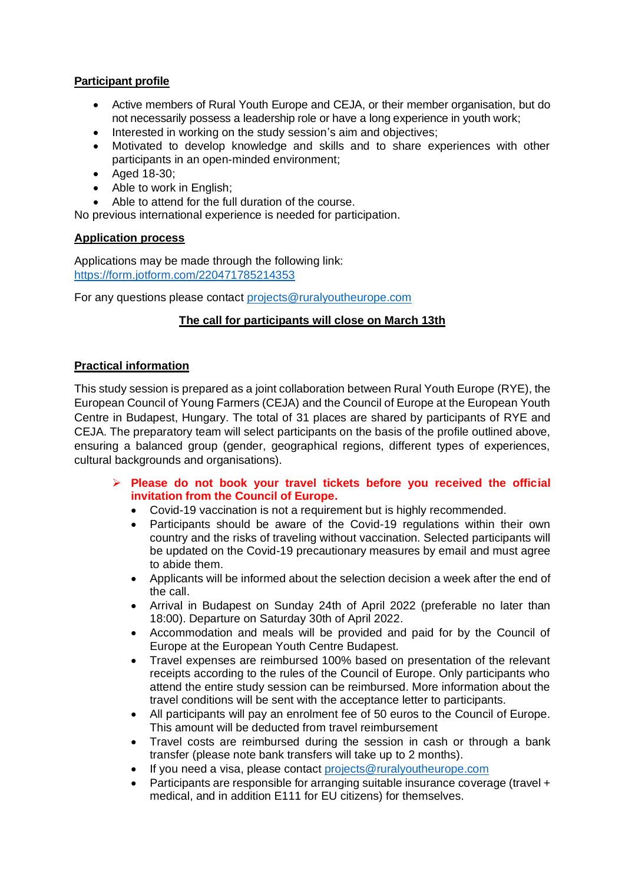**Participant profile**

- Active members of Rural Youth Europe and CEJA, or their member organisation, but do not necessarily possess a leadership role or have a long experience in youth work;
- Interested in working on the study session's aim and objectives;
- Motivated to develop knowledge and skills and to share experiences with other participants in an open-minded environment;
- Aged 18-30;
- Able to work in English;
- Able to attend for the full duration of the course.

No previous international experience is needed for participation.

**Application process**

Applications may be made through the following link:
https://form.jotform.com/220471785214353

For any questions please contact projects@ruralyoutheurope.com

**The call for participants will close on March 13th**

**Practical information**

This study session is prepared as a joint collaboration between Rural Youth Europe (RYE), the European Council of Young Farmers (CEJA) and the Council of Europe at the European Youth Centre in Budapest, Hungary. The total of 31 places are shared by participants of RYE and CEJA. The preparatory team will select participants on the basis of the profile outlined above, ensuring a balanced group (gender, geographical regions, different types of experiences, cultural backgrounds and organisations).

- **Please do not book your travel tickets before you received the official invitation from the Council of Europe.**
  - Covid-19 vaccination is not a requirement but is highly recommended.
  - Participants should be aware of the Covid-19 regulations within their own country and the risks of traveling without vaccination. Selected participants will be updated on the Covid-19 precautionary measures by email and must agree to abide them.
  - Applicants will be informed about the selection decision a week after the end of the call.
  - Arrival in Budapest on Sunday 24th of April 2022 (preferable no later than 18:00). Departure on Saturday 30th of April 2022.
  - Accommodation and meals will be provided and paid for by the Council of Europe at the European Youth Centre Budapest.
  - Travel expenses are reimbursed 100% based on presentation of the relevant receipts according to the rules of the Council of Europe. Only participants who attend the entire study session can be reimbursed. More information about the travel conditions will be sent with the acceptance letter to participants.
  - All participants will pay an enrolment fee of 50 euros to the Council of Europe. This amount will be deducted from travel reimbursement
  - Travel costs are reimbursed during the session in cash or through a bank transfer (please note bank transfers will take up to 2 months).
  - If you need a visa, please contact projects@ruralyoutheurope.com
  - Participants are responsible for arranging suitable insurance coverage (travel + medical, and in addition E111 for EU citizens) for themselves.